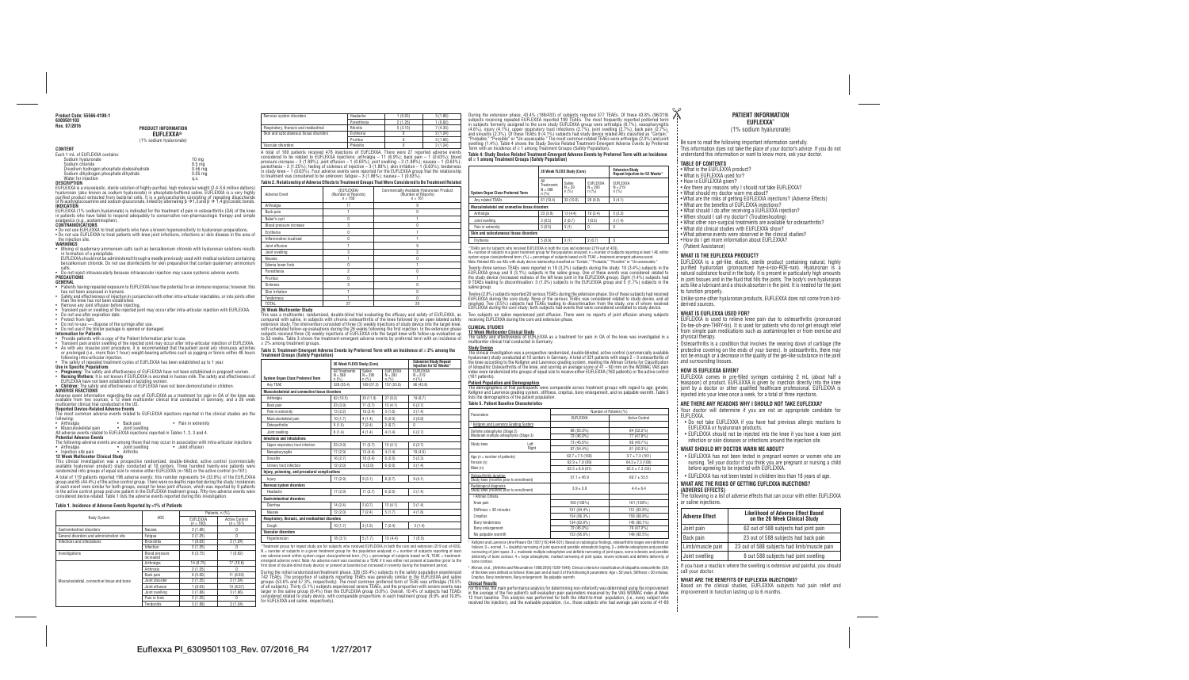Product Code: 55566-4100-1
6309501103
Rev. 07/2016

# PRODUCT INFORMATION
## EUFLEXXA®
(1% sodium hyaluronate)

### CONTENT
Each 1 mL of EUFLEXXA contains:

| | |
|---|---|
| Sodium hyaluronate | 10 mg |
| Sodium chloride | 8.5 mg |
| Disodium hydrogen phosphate dodecahydrate | 0.56 mg |
| Sodium dihydrogen phosphate dihydrate | 0.05 mg |
| Water for injection | q.s. |

### DESCRIPTION
EUFLEXXA is a viscoelastic, sterile solution of highly purified, high molecular weight (2.4-3.6 million daltons) hyaluronan (also known as sodium hyaluronate) in phosphate-buffered saline. EUFLEXXA is a very highly purified product extracted from bacterial cells. It is a polysaccharide, consisting of repeating disaccharide of N-acetylglucosamine and sodium glucuronate, linked by alternating β-1,3 and β-1,4 glycosidic bonds.

### INDICATION
EUFLEXXA (1% sodium hyaluronate) is indicated for the treatment of pain in osteoarthritis (OA) of the knee in patients who have failed to respond adequately to conservative non-pharmacologic therapy and simple analgesics (e.g., acetaminophen).

### CONTRAINDICATIONS
- Do not use EUFLEXXA to treat patients who have a known hypersensitivity to hyaluronan preparations.
- Do not use EUFLEXXA to treat patients with knee joint infections, infections or skin disease in the area of the injection site.

### WARNINGS
- Mixing of quaternary ammonium salts such as benzalkonium chloride with hyaluronan solutions results in formation of a precipitate. EUFLEXXA should not be administered through a needle previously used with medical solutions containing benzalkonium chloride. Do not use disinfectants for skin preparation that contain quaternary ammonium salts.
- Do not inject intravascularly because intravascular injection may cause systemic adverse events.

### PRECAUTIONS
**GENERAL**
- Patients having repeated exposure to EUFLEXXA have the potential for an immune response; however, this has not been assessed in humans.
- Safety and effectiveness of injection in conjunction with other intra-articular injectables, or into joints other than the knee has not been established.
- Remove any joint effusion before injecting.
- Transient pain or swelling of the injected joint may occur after intra-articular injection with EUFLEXXA.
- Do not use after expiration date.
- Protect from light.
- Do not re-use — dispose of the syringe after use.
- Do not use if the blister package is opened or damaged.

**Information for Patients**
- Provide patients with a copy of the Patient Information prior to use.
- Transient pain and/or swelling of the injected joint may occur after intra-articular injection of EUFLEXXA.
- As with any invasive joint procedure, it is recommended that the patient avoid any strenuous activities or prolonged (i.e., more than 1 hour) weight-bearing activities such as jogging or tennis within 48 hours following intra-articular injection.
- The safety of repeated treatment cycles of EUFLEXXA has been established up to 1 year.

**Use in Specific Populations**
- **Pregnancy:** The safety and effectiveness of EUFLEXXA have not been established in pregnant women.
- **Nursing Mothers:** It is not known if EUFLEXXA is excreted in human milk. The safety and effectiveness of EUFLEXXA have not been established in lactating women.
- **Children:** The safety and effectiveness of EUFLEXXA have not been demonstrated in children.

### ADVERSE REACTIONS
Adverse event information regarding the use of EUFLEXXA as a treatment for pain in OA of the knee was available from two sources; a 12 week multicenter clinical trial conducted in Germany, and a 26 week multicenter clinical trial conducted in the US.

**Reported Device-Related Adverse Events**
The most common adverse events related to EUFLEXXA injections reported in the clinical studies are the following:
- Arthralgia
- Back pain
- Pain in extremity
- Musculoskeletal pain
- Joint swelling

All adverse events related to EUFLEXXA injections reported in Tables 1, 2, 3, and 4.

**Potential Adverse Events**
The following adverse events are among those that may occur in association with intra-articular injections:
- Arthralgia
- Joint swelling
- Joint effusion
- Injection site pain
- Arthritis

**12 Week Multicenter Clinical Study**
This clinical investigation was a prospective randomized, double-blinded, active control (commercially available hyaluronan product) study conducted at 10 centers. Three hundred twenty-one patients were randomized into groups of equal size to receive either EUFLEXXA (n=160) or the active control (n=161).

A total of 119 patients reported 196 adverse events; this number represents 54 (33.8%) of the EUFLEXXA group and 65 (40.4%) of the active control group. There were no deaths reported during the study. Incidences of each event were similar for both groups, except for knee joint effusion, which was reported by 9 patients in the active control group and one patient in the EUFLEXXA treatment group. Fifty-two adverse events were considered device-related. Table 1 lists the adverse events reported during this investigation.

**Table 1. Incidence of Adverse Events Reported by >1% of Patients**

| Body System | AOE | Patients, n (%) | |
|---|---|---|---|
| | | EUFLEXXA (n = 160) | Active Control (n = 161) |
| Gastrointestinal disorders | Nausea | 3 (1.88) | 0 |
| General disorders and administration site | Fatigue | 2 (1.25) | 0 |
| Infections and infestations | Bronchitis | 1 (0.63) | 2 (1.24) |
| | Infection | 2 (1.25) | 0 |
| Investigations | Blood pressure increased | 6 (3.75) | 1 (0.62) |
| Musculoskeletal, connective tissue and bone | Arthralgia | 14 (8.75) | 17 (10.6) |
| | Arthrosis | 2 (1.25) | 0 |
| | Back pain | 8 (5.00) | 11 (6.83) |
| | Joint disorder | 2 (1.25) | 2 (1.24) |
| | Joint effusion | 1 (0.63) | 13 (8.07) |
| | Joint swelling | 3 (1.88) | 3 (1.86) |
| | Pain in limb | 2 (1.25) | 0 |
| | Tendonitis | 3 (1.88) | 2 (1.24) |
| Nervous system disorders | Headache | 1 (0.63) | 3 (1.86) |
| | Paresthesia | 2 (1.25) | 1 (0.62) |
| Respiratory, thoracic and mediastinal | Rhinitis | 5 (3.13) | 7 (4.35) |
| Skin and subcutaneous tissue disorders | Erythema | 0 | 2 (1.24) |
| | Pruritus | 0 | 3 (1.86) |
| Vascular disorders | Phlebitis | 0 | 2 (1.24) |

A total of 160 patients received 478 injections of EUFLEXXA. There were 27 reported adverse events considered to be related to EUFLEXXA injections: arthralgia – 11 (6.9%); back pain – 1 (0.63%); blood pressure increase – 3 (1.88%); joint effusion – 1 (0.63%); joint swelling – 3 (1.88%); nausea – 1 (0.63%); paresthesia – 2 (1.25%); feeling of sickness of injection – 3 (1.88%); skin irritation – 1 (0.63%); tenderness in study knee – 1 (0.63%). Four adverse events were reported for the EUFLEXXA group that the relationship to treatment was considered to be unknown: fatigue – 3 (1.88%); nausea – 1 (0.63%).

**Table 2. Relationship of Adverse Effects to Treatment Groups That Were Considered to Be Treatment Related**

| Adverse Event | EUFLEXXA (Number of Reports) n = 160 | Commercially Available Hyaluronan Product (Number of Reports) n = 161 |
|---|---|---|
| Arthralgia | 11 | 9 |
| Back pain | 1 | 0 |
| Baker's cyst | 0 | 1 |
| Blood pressure increase | 3 | 0 |
| Erythema | 0 | 1 |
| Inflammation localized | 0 | 1 |
| Joint effusion | 1 | 9 |
| Joint swelling | 3 | 2 |
| Nausea | 1 | 0 |
| Edema lower limb | 0 | 1 |
| Paresthesia | 2 | 0 |
| Pruritus | 0 | 1 |
| Sickness | 3 | 0 |
| Skin irritation | 1 | 0 |
| Tenderness | 1 | 0 |
| TOTAL | 27 | 25 |

**26 Week Multicenter Study**
This was a multicenter, randomized, double-blind trial evaluating the efficacy and safety of EUFLEXXA, as compared with saline, in subjects with chronic osteoarthritis of the knee followed by an open labeled safety extension study. The intervention consisted of three (3) weekly injections of study device into the target knee, with scheduled follow-up evaluations during the 26 weeks following the first injection. In the extension phase subjects received three (3) weekly injections of EUFLEXXA into the target knee with follow-up evaluation up to 52 weeks. Table 3 shows the treatment-emergent adverse events by preferred term with an incidence of ≥ 2% among treatment groups.

**Table 3: Treatment-Emergent Adverse Events by Preferred Term with an Incidence of ≥ 2% among the Treatment Groups (Safety Population)**

| System Organ Class Preferred Term | 26 Week FLEXX Study (Core) | | | Extension Study Repeat Injection for 52 Weeks* |
|---|---|---|---|---|
| | All Treatments N = 588 n (%) | Saline N = 295 n (%) | EUFLEXXA N = 293 n (%) | EUFLEXXA N = 219 n (%) |
| Any TEAE | 326 (55.4) | 169 (57.3) | 157 (53.6) | 88 (40.2) |
| **Musculoskeletal and connective tissue disorders** | | | | |
| Arthralgia | 63 (10.5) | 35 (11.9) | 27 (9.2) | 19 (8.7) |
| Back pain | 23 (3.9) | 11 (3.7) | 12 (4.1) | 6 (2.7) |
| Pain in extremity | 13 (2.2) | 10 (3.4) | 3 (1.0) | 3 (1.4) |
| Musculoskeletal pain | 10 (1.7) | 4 (1.4) | 6 (2.0) | 2 (0.9) |
| Osteoarthritis | 9 (1.5) | 7 (2.4) | 2 (0.7) | 0 (0) |
| Joint swelling | 8 (1.4) | 4 (1.4) | 4 (1.4) | 6 (2.7) |
| **Infections and infestations** | | | | |
| Upper respiratory tract infection | 23 (3.9) | 11 (3.7) | 12 (4.1) | 6 (2.7) |
| Nasopharyngitis | 17 (2.9) | 13 (4.4) | 4 (1.4) | 10 (4.6) |
| Sinusitis | 16 (2.7) | 10 (3.4) | 6 (2.0) | 5 (2.3) |
| Urinary tract infection | 12 (2.0) | 6 (2.0) | 6 (2.0) | 3 (1.4) |
| **Injury, poisoning, and procedural complications** | | | | |
| Injury | 17 (2.9) | 9 (3.1) | 8 (2.7) | 9 (4.1) |
| **Nervous system disorders** | | | | |
| Headache | 17 (2.9) | 11 (3.7) | 6 (2.0) | 3 (1.4) |
| **Gastrointestinal disorders** | | | | |
| Diarrhea | 14 (2.4) | 2 (0.7) | 12 (4.1) | 3 (1.4) |
| Nausea | 12 (2.0) | 7 (2.4) | 5 (1.7) | 4 (1.8) |
| **Respiratory, thoracic, and mediastinal disorders** | | | | |
| Cough | 10 (1.7) | 3 (1.0) | 7 (2.4) | 3 (1.4) |
| **Vascular disorders** | | | | |
| Hypertension | 18 (3.1) | 5 (1.7) | 13 (4.4) | 1 (0.5) |

*Treatment group for repeat study are for subjects who received EUFLEXXA in both the core and extension (219 out of 433).
N = number of subjects in a given treatment group for the population analyzed; n = number of subjects reporting at least one adverse event within system organ class/preferred term; (%) = percentage of subjects based on N. TEAE = treatment-emergent adverse event. Note: An adverse event was counted as a TEAE if it was either not present at baseline (prior to the first dose of double-blind study device) or present at baseline but increased in severity during the treatment period.

During the initial randomization/treatment phase, 326 (55.4%) subjects in the safety population experienced 742 TEAEs. The proportion of subjects reporting TEAEs was generally similar in the EUFLEXXA and saline groups (53.6% and 57.3%, respectively). The most common treatment emergent AE was arthralgia (10.5% of all subjects). Thirty (5.1%) subjects experienced severe TEAEs, and the proportion with severe events was larger in the saline group (6.4%) than the EUFLEXXA group (3.8%). Overall, 10.4% of subjects had TEAEs considered related to study device, with comparable proportions in each treatment group (9.9% and 10.8% for EUFLEXXA and saline, respectively).

During the extension phase, 43.4% (188/433) of subjects reported 377 TEAEs. Of these 43.8% (96/219) subjects receiving repeated EUFLEXXA reported 199 TEAEs. The most frequently reported preferred term in subjects formerly assigned to the core study EUFLEXXA group were arthralgia (8.7%), nasopharyngitis (4.6%), injury (4.1%), upper respiratory tract infections (2.7%), joint swelling (2.7%), back pain (2.7%), and sinusitis (2.3%). Of these TEAEs 9 (4.1%) subjects had study device related AEs classified as "Certain," "Probable," "Possible" or "Un-assessable." The most common related TEAEs were arthralgia (2.3%) and joint swelling (1.4%). Table 4 shows the Study Device Related Treatment-Emergent Adverse Events by Preferred Term with an Incidence of ≥ 1 among Treatment Groups (Safety Population).

**Table 4: Study Device Related Treatment-Emergent Adverse Events by Preferred Term with an Incidence of ≥ 1 among Treatment Groups (Safety Population)**

| System Organ Class Preferred Term | 26 Week FLEXX Study (Core) | | | Extension Study Repeat Injection for 52 Weeks* |
|---|---|---|---|---|
| | All Treatments N = 588 n (%) | Saline N = 295 n (%) | EUFLEXXA N = 293 n (%) | EUFLEXXA N = 219 n (%) |
| Any related TEAEs | 61 (10.4) | 32 (10.8) | 29 (9.9) | 9 (4.1) |
| **Musculoskeletal and connective tissue disorders** | | | | |
| Arthralgia | 23 (3.9) | 13 (4.4) | 10 (3.4) | 5 (2.3) |
| Joint swelling | 3 (0.5) | 2 (0.7) | 1 (0.3) | 3 (1.4) |
| Pain in extremity | 3 (0.5) | 3 (1) | 0 | 0 |
| **Skin and subcutaneous tissue disorders** | | | | |
| Erythema | 5 (0.9) | 3 (1) | 2 (0.7) | 0 |

*TEAEs are for subjects who received EUFLEXXA in both the core and extension (219 out of 433).
N = number of subjects in a given treatment group for the population analyzed; n = number of subjects reporting at least 1 AE within system organ class/preferred term; (%) = percentage of subjects based on N. TEAE = treatment-emergent adverse event.
Note: Related AEs are AEs with study device relationship classified as "Certain," "Probable," "Possible" or "Un-assessable."

Twenty-three serious TEAEs were reported in 19 (3.2%) subjects during the study: 10 (3.4%) subjects in the EUFLEXXA group and 9 (3.1%) subjects in the saline group. One of these events was considered related to the study device (increased redness of the left knee joint in the EUFLEXXA group). Eight (1.4%) subjects had 9 TEAEs leading to discontinuation: 3 (1.0%) subjects in the EUFLEXXA group and 5 (1.7%) subjects in the saline group.

Twelve (2.8%) subjects reported 20 serious TEAEs during the extension phase. Six of these subjects had received EUFLEXXA during the core study. None of the serious TEAEs was considered related to study device, and all resolved. Two (0.5%) subjects had TEAEs leading to discontinuation from the study, one of whom received EUFLEXXA during the core study; both subjects had events that were considered unrelated to study device.

Two subjects on saline experienced joint effusion. There were no reports of joint effusion among subjects receiving EUFLEXXA during the core and extension phases.

### CLINICAL STUDIES
**12 Week Multicenter Clinical Study**
The safety and effectiveness of EUFLEXXA as a treatment for pain in OA of the knee was investigated in a multicenter clinical trial conducted in Germany.

**Study Design**
The clinical investigation was a prospective randomized, double-blinded, active control (commercially available hyaluronan) study conducted at 10 centers in Germany. A total of 321 patients with stage 2 – 3 osteoarthritis of the knee according to the Kellgren and Lawrence grading system, meeting the Altman Criteria for Classification of Idiopathic Osteoarthritis of the knee, and scoring an average score of 41 – 80 mm on the WOMAC VAS pain scale were randomized into groups of equal size to receive either EUFLEXXA (160 patients) or the active control (161 patients).

**Patient Population and Demographics**
The demographics of trial participants were comparable across treatment groups with regard to age, gender, Kellgren and Lawrence grading system, stiffness, crepitus, bony enlargement, and no palpable warmth. Table 5 lists the demographics of the patient population.

**Table 5. Patient Baseline Characteristics**

| Parameters | | Number of Patients (%) | |
|---|---|---|---|
| | | EUFLEXXA | Active Control |
| Kellgren and Lawrence Grading System[1] | | | |
| Definite osteophytes (Stage 2) | | 88 (55.0%) | 84 (52.2%) |
| Moderate multiple osteophytes (Stage 3) | | 72 (45.0%) | 77 (47.8%) |
| Study knee | Left | 73 (45.6%) | 80 (49.7%) |
| | Right | 87 (54.4%) | 81 (50.3%) |
| Age (n = number of patients) | | 62.7 ± 7.5 (160) | 3.7 ± 7.3 (161) |
| Female (n) | | 62.9 ± 7.9 (99) | 64.3 ± 7.3 (108) |
| Male (n) | | 62.5 ± 6.8 (61) | 62.5 ± 7.3 (53) |
| Osteoarthritis duration: Study knee (months prior to enrollment) | | 57.1 ± 45.9 | 68.7 ± 53.5 |
| Radiological diagnosis: Study knee (months prior to enrollment) | | 3.9 ± 3.8 | 4.4 ± 5.4 |
| Altman Criteria[2] | | | |
| Knee pain | | 160 (100%) | 161 (100%) |
| Stiffness < 30 minutes | | 151 (94.4%) | 151 (93.8%) |
| Crepitus | | 154 (96.3%) | 159 (98.8%) |
| Bony tenderness | | 134 (83.8%) | 145 (90.1%) |
| Bony enlargement | | 72 (45.0%) | 76 (47.2%) |
| No palpable warmth | | 153 (95.6%) | 149 (92.5%) |

[1] Kellgren and Lawrence (Ann Rheum Dis 1957;16(4):494-501). Based on radiological findings, osteoarthritis stages were defined as follows: 0 = normal, 1 = doubtful narrowing of joint space and possible osteophytic lipping, 2 = definite osteophytes and possible narrowing of joint space, 3 = moderate multiple osteophytes and definite narrowing of joint space, some sclerosis and possible deformity of bone contour, 4 = large osteophytes, marked narrowing of joint space, severe sclerosis and definite deformity of bone contour.

[2] Altman, et al., (Arthritis and Rheumatism 1986;29(8):1039-1049): Clinical criteria for classification of idiopathic osteoarthritis (OA) of the knee were defined as follows: Knee pain and at least 3 of the following 6 parameters: Age > 50 years, Stiffness < 30 minutes, Crepitus, Bony tenderness, Bony enlargement, No palpable warmth.

**Clinical Results**
For the knee, the main performance analysis for determining non-inferiority was determined using the improvement in the average of the five patient's self-evaluation pain parameters measured by the VAS WOMAC index at Week 12 from baseline. This analysis was performed for both the intent-to-treat population, (i.e., every subject who received the injection), and the evaluable population, (i.e., those subjects who had average pain scores of 41-80

# PATIENT INFORMATION
## EUFLEXXA®
(1% sodium hyaluronate)

Be sure to read the following important information carefully.
This information does not take the place of your doctor's advice. If you do not understand this information or want to know more, ask your doctor.

### TABLE OF CONTENTS
- What is the EUFLEXXA product?
- What is EUFLEXXA used for?
- How is EUFLEXXA given?
- Are there any reasons why I should not take EUFLEXXA?
- What should my doctor warn me about?
- What are the risks of getting EUFLEXXA injections? (Adverse Effects)
- What are the benefits of EUFLEXXA injections?
- What should I do after receiving a EUFLEXXA injection?
- When should I call my doctor? (Troubleshooting)
- What other non-surgical treatments are available for osteoarthritis?
- What did clinical studies with EUFLEXXA show?
- What adverse events were observed in the clinical studies?
- How do I get more information about EUFLEXXA? (Patient Assistance)

### WHAT IS THE EUFLEXXA PRODUCT?
EUFLEXXA is a gel-like, elastic, sterile product containing natural, highly purified hyaluronan (pronounced hye-al-loo-RON-nan). Hyaluronan is a natural substance found in the body. It is present in particularly high amounts in joint tissues and in the fluid that fills the joints. The body's own hyaluronan acts like a lubricant and a shock absorber in the joint. It is needed for the joint to function properly.

Unlike some other hyaluronan products, EUFLEXXA does not come from bird-derived sources.

### WHAT IS EUFLEXXA USED FOR?
EUFLEXXA is used to relieve knee pain due to osteoarthritis (pronounced Os-tee-oh-are-THRY-tis). It is used for patients who do not get enough relief from simple pain medications such as acetaminophen or from exercise and physical therapy.

Osteoarthritis is a condition that involves the wearing down of cartilage (the protective covering on the ends of your bones). In osteoarthritis, there may not be enough or a decrease in the quality of the gel-like substance in the joint and surrounding tissues.

### HOW IS EUFLEXXA GIVEN?
EUFLEXXA comes in pre-filled syringes containing 2 mL (about half a teaspoon) of product. EUFLEXXA is given by injection directly into the knee joint by a doctor or other qualified healthcare professional. EUFLEXXA is injected into your knee once a week, for a total of three injections.

### ARE THERE ANY REASONS WHY I SHOULD NOT TAKE EUFLEXXA?
Your doctor will determine if you are not an appropriate candidate for EUFLEXXA.
- Do not take EUFLEXXA if you have had previous allergic reactions to EUFLEXXA or hyaluronan products.
- EUFLEXXA should not be injected into the knee if you have a knee joint infection or skin diseases or infections around the injection site.

### WHAT SHOULD MY DOCTOR WARN ME ABOUT?
- EUFLEXXA has not been tested in pregnant women or women who are nursing. Tell your doctor if you think that you are pregnant or nursing a child before agreeing to be injected with EUFLEXXA.
- EUFLEXXA has not been tested in children less than 18 years of age.

### WHAT ARE THE RISKS OF GETTING EUFLEXXA INJECTIONS? (ADVERSE EFFECTS)
The following is a list of adverse effects that can occur with either EUFLEXXA or saline injections.

| Adverse Effect | Likelihood of Adverse Effect Based on the 26 Week Clinical Study |
|---|---|
| Joint pain | 62 out of 588 subjects had joint pain |
| Back pain | 23 out of 588 subjects had back pain |
| Limb/muscle pain | 23 out of 588 subjects had limb/muscle pain |
| Joint swelling | 8 out 588 subjects had joint swelling |

If you have a reaction where the swelling is extensive and painful, you should call your doctor.

### WHAT ARE THE BENEFITS OF EUFLEXXA INJECTIONS?
Based on the clinical studies, EUFLEXXA subjects had pain relief and improvement in function lasting up to 6 months.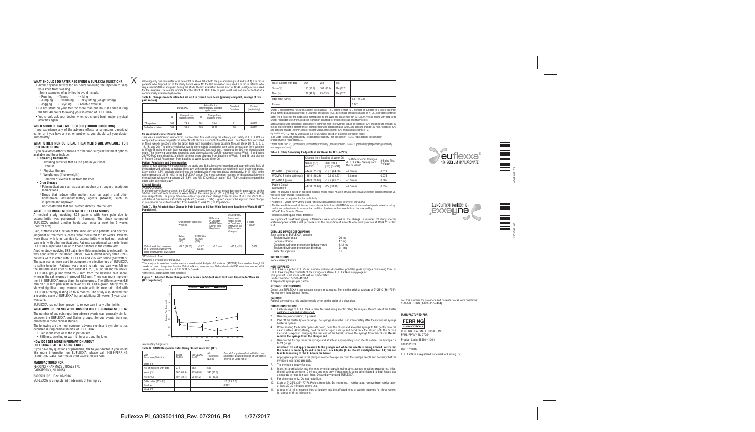## WHAT SHOULD I DO AFTER RECEIVING A EUFLEXXA INJECTION?

- Avoid physical activity for 48 hours following the injection to keep your knee from swelling.

  Some examples of activities to avoid include:
  - Running
  - Tennis
  - Hiking
  - Jumping
  - Swimming
  - Heavy lifting (weight lifting)
  - Jogging
  - Bicycling
  - Aerobic exercise
- Do not stand on your feet for more than one hour at a time during the first 48 hours following your injection of EUFLEXXA.
- You should ask your doctor when you should begin major physical activities again.

## WHEN SHOULD I CALL MY DOCTOR? (TROUBLESHOOTING)

If you experience any of the adverse effects or symptoms described earlier or if you have any other problems, you should call your doctor immediately.

## WHAT OTHER NON-SURGICAL TREATMENTS ARE AVAILABLE FOR OSTEOARTHRITIS?

If you have osteoarthritis, there are other non-surgical treatment options available and these include:

- **Non-drug treatments**
  - Avoiding activities that cause pain in your knee
  - Exercise
  - Physical therapy
  - Weight loss (if overweight)
  - Removal of excess fluid from the knee
- **Drug therapy**
  - Pain medications such as acetaminophen or stronger prescription medications
  - Drugs that reduce inflammation, such as aspirin and other nonsteroidal anti-inflammatory agents (NSAIDs) such as ibuprofen and naproxen
  - Corticosteroids that are injected directly into the joint

## WHAT DID CLINICAL STUDIES WITH EUFLEXXA SHOW?

A medical study involving 321 patients with knee pain due to osteoarthritis was performed in Germany. The study compared EUFLEXXA against another hyaluronan once a week for 3 weeks (control arm).

Pain, stiffness and function of the knee joint and patients' and doctors' judgment of treatment success were measured for 12 weeks. Patients were those with knee painfue to osteoarthritis who had not received pain relief with other medications. Patients experienced pain relief from EUFLEXXA injections similar to those patients in the control arm.

Another study involving 588 patients with knee pain due to osteoarthritis was conducted in the United States. Two hundred ninety three (293) patients were injected with EUFLEXXA and 295 with saline (salt water). The pain scores were used to compare the effectiveness of EUFLEXXA to saline injection: Patients were asked to rate how pain was felt on the 100 mm scale after 50 foot walk at 1, 2, 3, 6, 12, 18 and 26 weeks. EUFLEXXA group improved 25.7 mm from the baseline pain score, whereas the saline group improved 18.5 mm. There was more improvement in EUFLEXXA group than the saline group. The difference was 6.6 mm on 100 mm pain scale in favor of EUFLEXXA group. Study results showed significant improvement in osteoarthritis knee pain relief with EUFLEXXA therapy lasting up to 6 months. The study also showed that a repeated cycle of EUFLEXXA for an additional 26 weeks (1 year total) was safe.

EUFLEXXA has not been proven to relieve pain in any other joints.

## WHAT ADVERSE EVENTS WERE OBSERVED IN THE CLINICAL STUDIES?

The number of subjects reporting adverse events was generally similar between the EUFLEXXA and Saline groups. Serious events were not observed in these clinical studies.

The following are the most common adverse events and symptoms that occurred during clinical studies of EUFLEXXA:

- Pain in the knee or at the injection site
- Stiffness, swelling or warmth in or around the knee

## HOW DO I GET MORE INFORMATION ABOUT EUFLEXXA? (PATIENT ASSISTANCE)

If you have any questions or problems, talk to your doctor. If you would like more information on EUFLEXXA, please call 1-888-FERRING (1-888-337-7464) toll-free or visit www.euflexxa.com.

**MANUFACTURED FOR:**
FERRING PHARMACEUTICALS INC.
PARSIPPANY, NJ 07054

6309501103 Rev. 07/2016

EUFLEXXA is a registered trademark of Ferring BV

---

allowing only one parameter to be below 20 or above 80 at both the pre-screening visit and visit 1). For those patients who dropped out of the study before Week 12, the last evaluation was used. For those patients who requested NSAID or analgesic during the study, the last evaluation before start of NSAID/analgesic was used for the analysis. The results indicate that the effect of EUFLEXXA on pain relief was not inferior to that of a commercially available hyaluronan.

**Table 6. Changes from Baseline to Last Visit in Overall Pain Score (primary end point, average of five pain scores)**

| | EUFLEXXA | | Active Control (commercially available hyaluronan) | | Standard Deviation | P value (non-inferiority) |
|---|---|---|---|---|---|---|
| | N | Change from Baseline (mm) | N | Change from Baseline (mm) | | |
| ITT – patient | 160 | 29.8 | 161 | 30.4 | 21 | 0.0032 |
| Evaluable – patient | 103 | 33.5 | 105 | 32.19 | 20 | 0.0003 |

### 26 Week Multicenter Clinical Trial

This was a multicenter, randomized, double-blind trial evaluating the efficacy and safety of EUFLEXXA as compared to saline comparator in subjects with chronic osteoarthritis of the knee. The intervention consisted of three weekly injections into the target knee with evaluations from baseline through Week 26 (1, 2, 3, 6, 12, 18, and 26). The primary objective was to demonstrate superiority over saline comparator from baseline to Week 26 using the pain level reported following a 50 foot walk test, measured by 100 mm visual analog scale. The following secondary endpoints were also evaluated: OARSI responder rate at Week 12 and Week 26, WOMAC pain, disability, and joint stiffness score changes from baseline to Week 12 and 26; and change in Patient Global Assessment from baseline to Week 12 and Week 26.

### Patient Population and Demographics

A total of 588 subjects were randomized. Approximately 88% of the randomized subjects completed the study, with similar proportions completing in each treatment group. Sixty-eight (11.6%) subjects discontinued the randomization/treatment phase prematurely: 34 (11.5%) in the saline group and 34 (11.6%) in the EUFLEXXA group. The most common reasons for discontinuation were the subject's withdrawing consent 25 (4.3%) and AEs 17 (2.9%). A total of 433 (73.6%) subjects entered the open-label extension study.

### Clinical Results

*Primary Endpoint*

In the primary efficacy analysis, the EUFLEXXA group showed a larger mean decrease in pain scores on the 50-foot walk test from baseline to Week 26 than the saline group: −25.7 (28.85) mm versus −18.5 (32.53) mm, respectively. The group difference in least squares mean change from baseline of −6.6 mm (95% CI = −10.6 to −2.5 mm) was statistically significant (p-value = 0.002). Figure 1 depicts the adjusted mean change in pain scores on 50-foot walk test from baseline to week 26 (ITT Population).

**Table 7. The Adjusted Mean Change in Pain Scores on 50-foot Walk Test from Baseline to Week 26 (ITT* Population)**

| | Change from Baseline at Week 26 | | Difference in Changes (EUFLEXXA - Saline) from Baseline** *** | 2-Sided 95% Lower and Upper Bound of Confidence Interval of the Difference in Changes* | 2-Sided P-Value* |
|---|---|---|---|---|---|
| | Saline (n=295) (SD) | EUFLEXXA (n=291) (SD) | | | |
| 50-foot walk test, measured on a 100mm horizontal VAS score improvement at 26 weeks | −18.5 (32.53) | −25.7 (28.85) | −6.6 mm | −10.6, −2.5 | 0.002 |

*ITT= Intent to Treat

*Negative (−) values favor EUFLEXXA.

*The analysis is based on repeated measure mixed model Analysis of Covariance (ANCOVA) from baseline through 26 weeks on mean change from baseline in 50-foot walk test, measured on a 100mm horizontal VAS score improvement at 26 weeks, with a weekly injection of EUFLEXXA for 3 weeks.

*difference = least squares mean difference

**Figure 1 Adjusted Mean Change in Pain Scores on 50-foot Walk Test from Baseline to Week 26 (ITT Population)**

Saline
EUFLEXXA
Change in Pain Score (mm)
Week
0
2
4
6
8
10
12
14
16
18
20
22
24
26
28

*Secondary Endpoints*

**Table 8. OARSI Responder Rates Using 50-foot Walk Test (ITT)**

| Visit Response/Statistics | Saline N=295 | EUFLEXXA N=291 | All Treatments N=586 | Overall Comparison (2-sided 95% Lower and Upper Bound Statistics of Confidence Interval of Odds Ratio)* |
|---|---|---|---|---|
| Week 12 | | | | |
| No. of subjects with data | 274 | 263 | 537 | |
| Yes-n (%) | 167 (60.9) | 173 (65.8) | 340 (63.3) | |
| No-n (%) | 107 (39.1) | 90 (34.2) | 197 (36.7) | |
| Odds ratio (95% CI) | | | | 1.3 (0.9, 1.8) |
| P-value | | | | 0.262 |
| Week 26 | | | | |
| No. of subjects with data | 264 | 254 | 518 | |
| Yes-n (%) | 155 (58.7) | 169 (66.5) | 324 (62.5) | |
| No-n (%) | 109 (41.3) | 85 (33.5) | 194 (37.5) | |
| Odds ratio* (95%CI) | | | | 1.4 (1.0, 2.1) |
| P-value | | | | 0.047 |

OARSI = Osteoarthritis Research Society International; ITT = intent-to-treat; N = number of subjects in a given treatment group for the population analyzed; n = number of subjects; (%) = percentage of subjects based on N; CI = confidence interval.

Note: The p-value for the odds ratio corresponds to the Wald chi-square test for EUFLEXXA versus saline with respect to OARSI responder rates from a logistic regression adjusting for treatment group and study center.

Note: A subject was considered a responder if there was high improvement in pain or function ≥50% and absolute change ≥20 mm or improvement in at least two of the three following categories: pain ≥20% and absolute change ≥10 mm, function ≥20% and absolute change ≥10 mm, and/or Patient Global Assessment ≥20% and absolute change ≥10.

*$e^{\text{log (EUFLEXXA/Saline)}}$, 1.27 for 12 weeks and 1.4 for 26 weeks, based on a logistic regression model

(Log Odds Ratio)=log [probability (responder)/probability (non-responder)]$_{\text{EUFLEXXA}}$ / [probability (responder)/probability(non-responder)]$_{\text{Saline}}$

*Where odds ratio >1, [probability(responder)/probability (non-responder)]$_{\text{EUFLEXXA}}$ > [probability (responder)/probability (nonresponder)]$_{\text{Saline}}$

**Table 9. Other Secondary Endpoints at 26 Weeks for ITT (n=291)**

| | Change from Baseline at Week 26 | | The Difference* in Changes (EUFLEXXA - Saline) from the Baseline* | 2-Sided Test P-Value* |
|---|---|---|---|---|
| | Saline (SD) (n=295) | EUFLEXXA (SD) (n=291) | | |
| WOMAC C* (disability) | −14.6 (25.79) | −19.5 (24.68) | −4.3 mm | 0.019 |
| WOMAC B (joint stiffness) | −15.4 (29.33) | −19.6 (31.27) | −3.8 mm | 0.075 |
| WOMAC A (pain) | −16.3 (26.82) | −19.2 (26.81) | −3.3 mm | 0.085 |
| Patient Global Assessment | −17.8 (28.62) | −22 (30.38) | −4.5 mm | 0.035 |

Note: The analysis is based on repeated measure mixed model Analysis of Covariance (ANCOVA) from baseline through 26 weeks on mean change from baseline.

* P-values are not adjusted for the multiplicity

* Negative (−) values for WOMAC C and Patient Global Assessment are in favor of EUFLEXXA.

* The Western Ontario and McMaster Universities Arthritis Index (WOMAC) is a set of standardized questionnaires used by healthcare professionals to evaluate the condition of patients with osteoarthritis of the knee and hip. WOMAC Pain Scale is 100mm.

* difference=least square mean difference

No significant treatment group differences were observed in the change in number of study-specific acetaminophen tablets used per week or in the proportion of subjects who were pain free at Week 26 or last visit.

## DETAILED DEVICE DESCRIPTION

Each syringe of EUFLEXXA contains:

| | |
|---|---|
| Sodium hyaluronate | 20 mg |
| Sodium chloride | 17 mg |
| Disodium hydrogen phosphate dodecahydrate | 1.12 mg |
| Sodium dihydrogen phosphate dihydrate | 0.1 mg |
| Water for injection | q.s. |

## INTERACTIONS

None currently known

## HOW SUPPLIED

EUFLEXXA is supplied in 2.25 mL nominal volume, disposable, pre-filled glass syringes containing 2 mL of EUFLEXXA. Only the contents of the syringe are sterile. EUFLEXXA is nonpyrogenic.
This product is not made with natural rubber latex.
Product Number: 55566-4100-1
3 disposable syringes per carton

## STORAGE INSTRUCTIONS

Do not use EUFLEXXA if the package is open or damaged. Store in the original package at 2°-25°C (36°-77°F). Protect from light. Do not freeze.

## CAUTION

Federal law restricts this device to sale by or on the order of a physician.

## DIRECTIONS FOR USE

1. Each package of EUFLEXXA is manufactured using aseptic filling techniques. Do not use if the blister package is opened or damaged.
2. Remove joint effusion, if present.
3. Peel off the blister Tyvek backing (The syringe should be used immediately after the individual syringe blister is opened).
4. While holding the blister open side down, bend the blister and allow the syringe to fall gently onto the clean surface. Alternatively, hold the blister open side up and bend back the blister until the barrel's luer end is exposed. Gripping the luer end of the barrel, remove the syringe from the blister. **Do not remove the syringe from the plunger end.**
5. Remove the tip cap from the syringe and attach an appropriately sized sterile needle, for example 17 to 21 gauge.

   **Attention: Do not apply pressure to the plunger rod while the needle is being affixed. Verify that the needle is properly locked to the Luer Lock Adapter (LLA). Do not overtighten the LLA; this can lead to loosening of the LLA from the barrel.**
6. Apply gentle pressure to the plunger in order to expel air from the syringe needle and to verify that the syringe is operating properly.
7. The syringe is ready for use.
8. Inject intra-articularly into the knee synovial capsule using strict aseptic injection procedures. Inject the full syringe contents, 2 ml into one knee only. If treatment is being administered to both knees, use a separate syringe for each knee. Discard any unused EUFLEXXA.
9. For single use only. Do not resterilize.
10. Store at 2°-25°C (36°-77°F). Protect from light. Do not freeze. If refrigerated, remove from refrigeration at least 20-30 minutes before use.
11. A dose of 2 ml is injected intra-articularly into the affected knee at weekly intervals for three weeks, for a total of three injections.

---

Toll free number for providers and patients to call with questions: 1-888-FERRING (1-888-337-7464).

**MANUFACTURED FOR:**

FERRING PHARMACEUTICALS

FERRING PHARMACEUTICALS INC.
PARSIPPANY, NJ 07054

Product Code: 55566-4100-1

6309501103

Rev. 07/2016

EUFLEXXA is a registered trademark of Ferring BV

euflexxa® 1% SODIUM HYALURONATE

6309501103